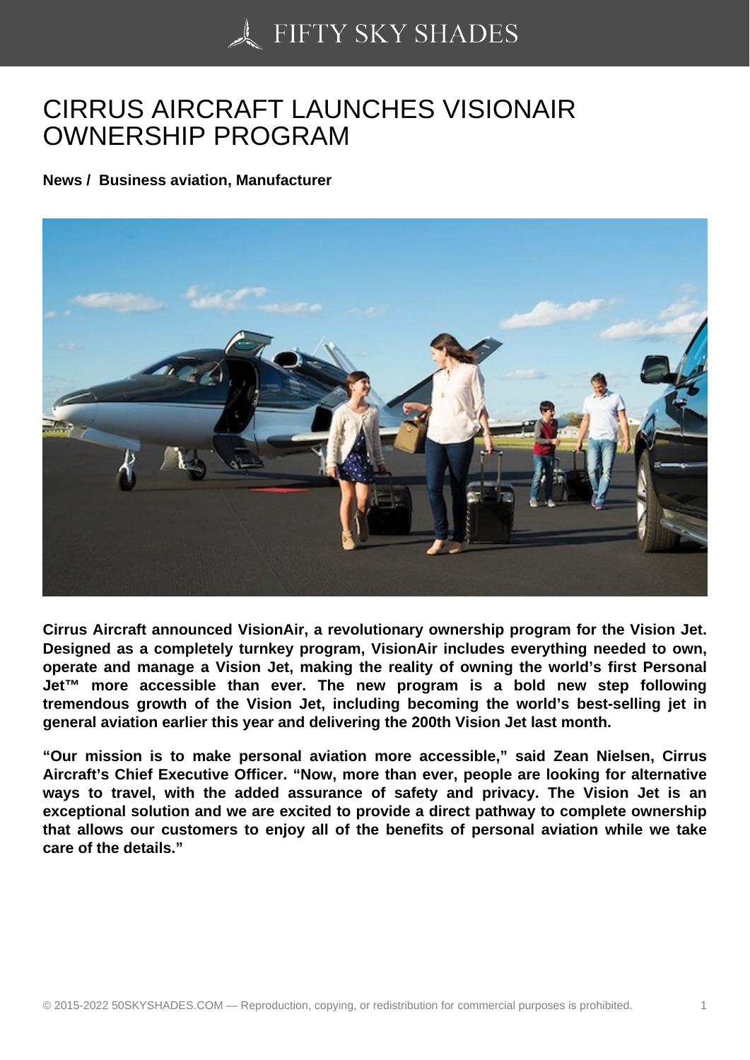# CIRRUS AIRCRAFT LAUNCHES VISIONAIR OWNERSHIP PROGRAM

**News / Business aviation, Manufacturer**

**Cirrus Aircraft announced VisionAir, a revolutionary ownership program for the Vision Jet. Designed as a completely turnkey program, VisionAir includes everything needed to own, operate and manage a Vision Jet, making the reality of owning the world's first Personal Jet™ more accessible than ever. The new program is a bold new step following tremendous growth of the Vision Jet, including becoming the world's best-selling jet in general aviation earlier this year and delivering the 200th Vision Jet last month.**

**"Our mission is to make personal aviation more accessible," said Zean Nielsen, Cirrus Aircraft's Chief Executive Officer. "Now, more than ever, people are looking for alternative ways to travel, with the added assurance of safety and privacy. The Vision Jet is an exceptional solution and we are excited to provide a direct pathway to complete ownership that allows our customers to enjoy all of the benefits of personal aviation while we take care of the details."**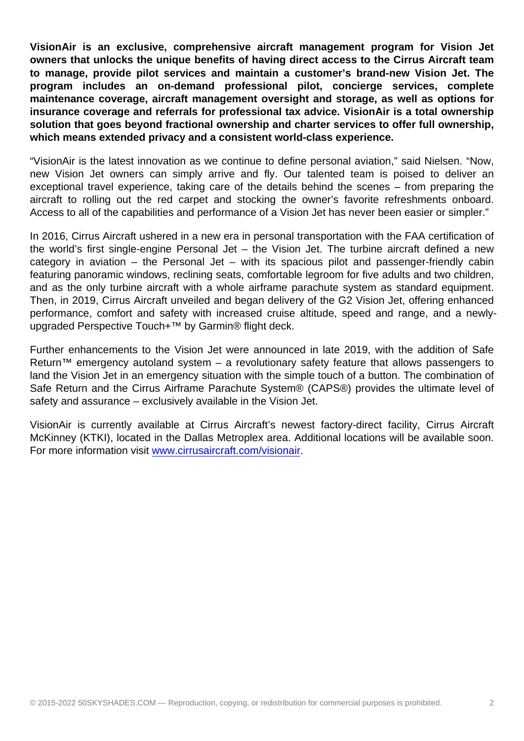**VisionAir is an exclusive, comprehensive aircraft management program for Vision Jet owners that unlocks the unique benefits of having direct access to the Cirrus Aircraft team to manage, provide pilot services and maintain a customer's brand-new Vision Jet. The program includes an on-demand professional pilot, concierge services, complete maintenance coverage, aircraft management oversight and storage, as well as options for insurance coverage and referrals for professional tax advice. VisionAir is a total ownership solution that goes beyond fractional ownership and charter services to offer full ownership, which means extended privacy and a consistent world-class experience.**

"VisionAir is the latest innovation as we continue to define personal aviation," said Nielsen. "Now, new Vision Jet owners can simply arrive and fly. Our talented team is poised to deliver an exceptional travel experience, taking care of the details behind the scenes – from preparing the aircraft to rolling out the red carpet and stocking the owner's favorite refreshments onboard. Access to all of the capabilities and performance of a Vision Jet has never been easier or simpler."

In 2016, Cirrus Aircraft ushered in a new era in personal transportation with the FAA certification of the world's first single-engine Personal Jet – the Vision Jet. The turbine aircraft defined a new category in aviation – the Personal Jet – with its spacious pilot and passenger-friendly cabin featuring panoramic windows, reclining seats, comfortable legroom for five adults and two children, and as the only turbine aircraft with a whole airframe parachute system as standard equipment. Then, in 2019, Cirrus Aircraft unveiled and began delivery of the G2 Vision Jet, offering enhanced performance, comfort and safety with increased cruise altitude, speed and range, and a newly-upgraded Perspective Touch+™ by Garmin® flight deck.

Further enhancements to the Vision Jet were announced in late 2019, with the addition of Safe Return™ emergency autoland system – a revolutionary safety feature that allows passengers to land the Vision Jet in an emergency situation with the simple touch of a button. The combination of Safe Return and the Cirrus Airframe Parachute System® (CAPS®) provides the ultimate level of safety and assurance – exclusively available in the Vision Jet.

VisionAir is currently available at Cirrus Aircraft's newest factory-direct facility, Cirrus Aircraft McKinney (KTKI), located in the Dallas Metroplex area. Additional locations will be available soon. For more information visit [www.cirrusaircraft.com/visionair](www.cirrusaircraft.com/visionair).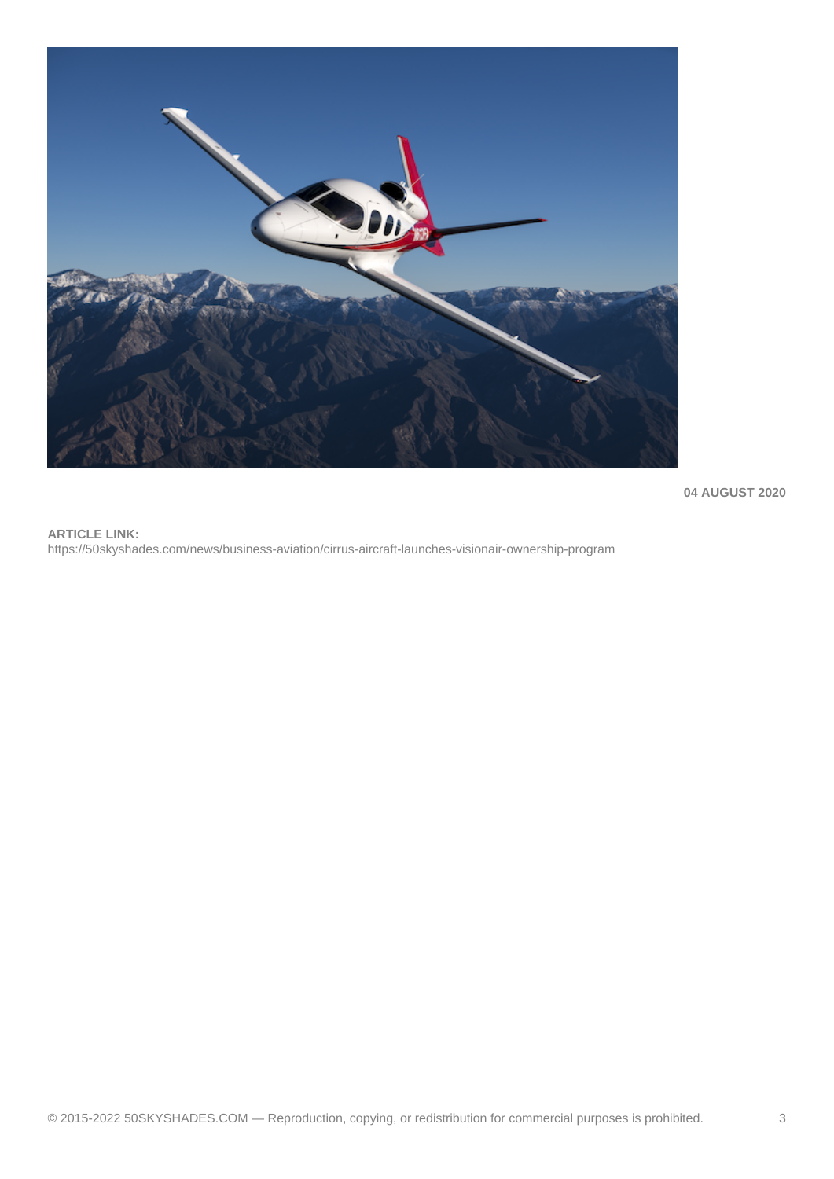**04 AUGUST 2020**

**ARTICLE LINK:**
https://50skyshades.com/news/business-aviation/cirrus-aircraft-launches-visionair-ownership-program